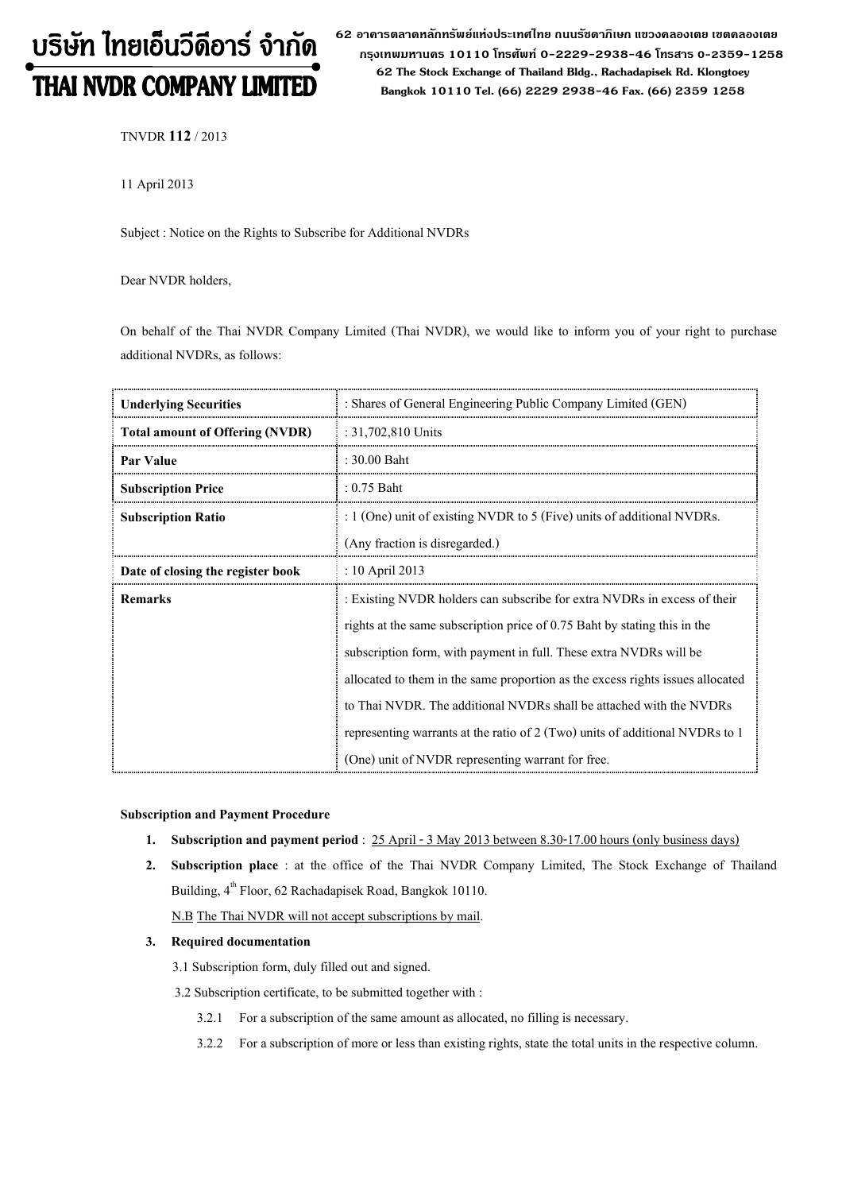# บริษัท ไทยเอ็นวีดีอาร์ จำกัด
# THAI NVDR COMPANY LIMITED

62 อาคารตลาดหลักทรัพย์แห่งประเทศไทย ถนนรัชดาภิเษก แขวงคลองเตย เขตคลองเตย กรุงเทพมหานคร 10110 โทรศัพท์ 0-2229-2938-46 โทรสาร 0-2359-1258
62 The Stock Exchange of Thailand Bldg., Rachadapisek Rd. Klongtoey Bangkok 10110 Tel. (66) 2229 2938-46 Fax. (66) 2359 1258

TNVDR **112** / 2013

11 April 2013

Subject : Notice on the Rights to Subscribe for Additional NVDRs

Dear NVDR holders,

On behalf of the Thai NVDR Company Limited (Thai NVDR), we would like to inform you of your right to purchase additional NVDRs, as follows:

| | |
|---|---|
| **Underlying Securities** | : Shares of General Engineering Public Company Limited (GEN) |
| **Total amount of Offering (NVDR)** | : 31,702,810 Units |
| **Par Value** | : 30.00 Baht |
| **Subscription Price** | : 0.75 Baht |
| **Subscription Ratio** | : 1 (One) unit of existing NVDR to 5 (Five) units of additional NVDRs. (Any fraction is disregarded.) |
| **Date of closing the register book** | : 10 April 2013 |
| **Remarks** | : Existing NVDR holders can subscribe for extra NVDRs in excess of their rights at the same subscription price of 0.75 Baht by stating this in the subscription form, with payment in full. These extra NVDRs will be allocated to them in the same proportion as the excess rights issues allocated to Thai NVDR. The additional NVDRs shall be attached with the NVDRs representing warrants at the ratio of 2 (Two) units of additional NVDRs to 1 (One) unit of NVDR representing warrant for free. |

**Subscription and Payment Procedure**

1. **Subscription and payment period** : 25 April - 3 May 2013 between 8.30-17.00 hours (only business days)
2. **Subscription place** : at the office of the Thai NVDR Company Limited, The Stock Exchange of Thailand Building, 4th Floor, 62 Rachadapisek Road, Bangkok 10110.

   N.B The Thai NVDR will not accept subscriptions by mail.

3. **Required documentation**

   3.1 Subscription form, duly filled out and signed.

   3.2 Subscription certificate, to be submitted together with :

   3.2.1 For a subscription of the same amount as allocated, no filling is necessary.

   3.2.2 For a subscription of more or less than existing rights, state the total units in the respective column.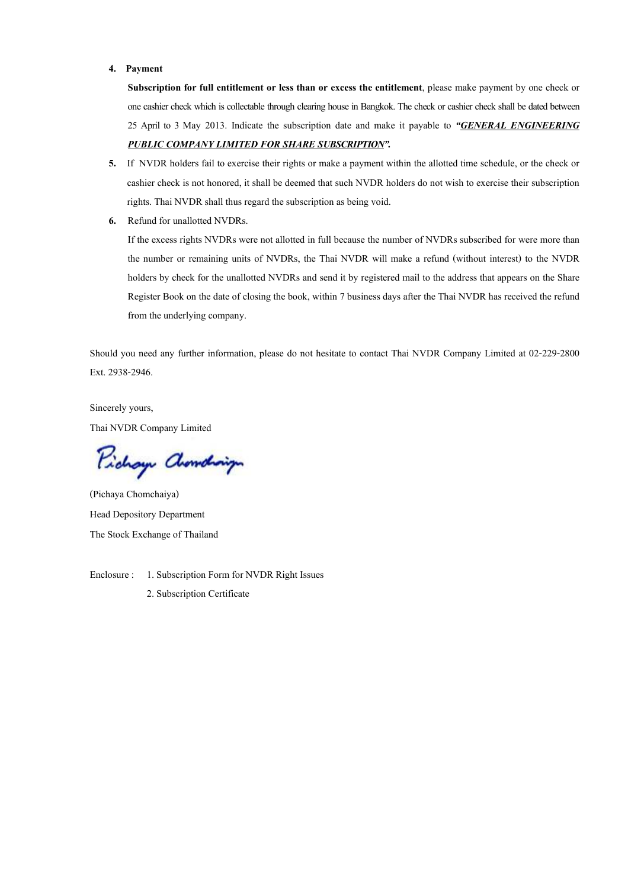4. **Payment**

   **Subscription for full entitlement or less than or excess the entitlement**, please make payment by one check or one cashier check which is collectable through clearing house in Bangkok. The check or cashier check shall be dated between 25 April to 3 May 2013. Indicate the subscription date and make it payable to ***"GENERAL ENGINEERING PUBLIC COMPANY LIMITED FOR SHARE SUBSCRIPTION".***

5. If NVDR holders fail to exercise their rights or make a payment within the allotted time schedule, or the check or cashier check is not honored, it shall be deemed that such NVDR holders do not wish to exercise their subscription rights. Thai NVDR shall thus regard the subscription as being void.

6. Refund for unallotted NVDRs.

   If the excess rights NVDRs were not allotted in full because the number of NVDRs subscribed for were more than the number or remaining units of NVDRs, the Thai NVDR will make a refund (without interest) to the NVDR holders by check for the unallotted NVDRs and send it by registered mail to the address that appears on the Share Register Book on the date of closing the book, within 7 business days after the Thai NVDR has received the refund from the underlying company.

Should you need any further information, please do not hesitate to contact Thai NVDR Company Limited at 02-229-2800 Ext. 2938-2946.

Sincerely yours,

Thai NVDR Company Limited

(Pichaya Chomchaiya)

Head Depository Department

The Stock Exchange of Thailand

Enclosure : 1. Subscription Form for NVDR Right Issues

2. Subscription Certificate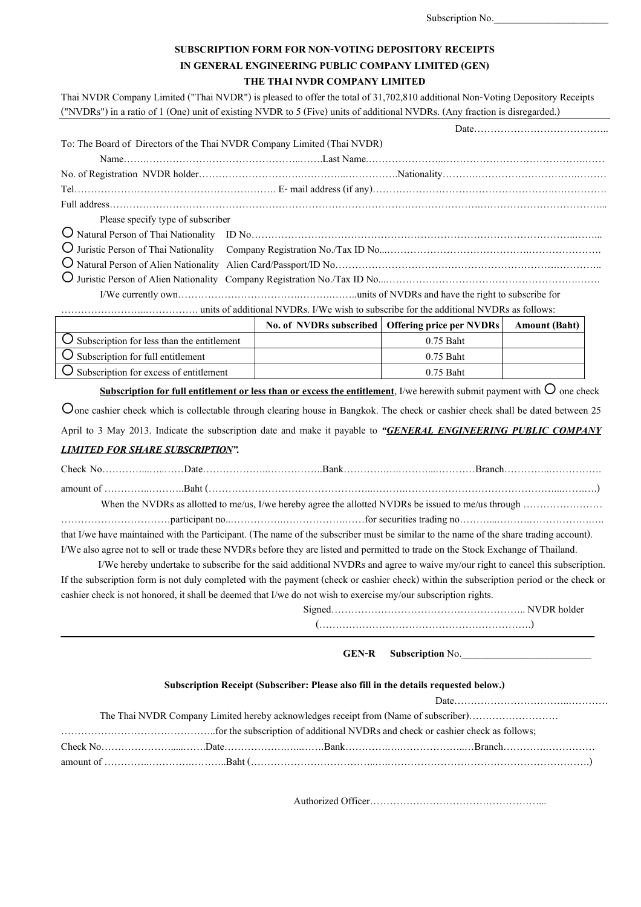Subscription No.______________________

**SUBSCRIPTION FORM FOR NON-VOTING DEPOSITORY RECEIPTS**
**IN GENERAL ENGINEERING PUBLIC COMPANY LIMITED (GEN)**
**THE THAI NVDR COMPANY LIMITED**

Thai NVDR Company Limited ("Thai NVDR") is pleased to offer the total of 31,702,810 additional Non-Voting Depository Receipts ("NVDRs") in a ratio of 1 (One) unit of existing NVDR to 5 (Five) units of additional NVDRs. (Any fraction is disregarded.)

Date…………………………………..

To: The Board of Directors of the Thai NVDR Company Limited (Thai NVDR)

Name……..……………………………………..…….Last Name.…………………..………………………………….……

No. of Registration NVDR holder………………………..…………..…………….Nationality……….…………………………….………

Tel…………………………………………………. E- mail address (if any)…………………………………………………….……………

Full address………………………………………………………………………………………….……………………………...

Please specify type of subscriber

○ Natural Person of Thai Nationality ID No……………………………………………………………………………..……...

○ Juristic Person of Thai Nationality Company Registration No./Tax ID No...………………………………….………………….

○ Natural Person of Alien Nationality Alien Card/Passport/ID No……………………………………………………….…………..

○ Juristic Person of Alien Nationality Company Registration No./Tax ID No...………………………………………………….…….

I/We currently own…………………………….…….……..units of NVDRs and have the right to subscribe for

……………………..……………. units of additional NVDRs. I/We wish to subscribe for the additional NVDRs as follows:

| | No. of NVDRs subscribed | Offering price per NVDRs | Amount (Baht) |
|---|---|---|---|
| ○ Subscription for less than the entitlement | | 0.75 Baht | |
| ○ Subscription for full entitlement | | 0.75 Baht | |
| ○ Subscription for excess of entitlement | | 0.75 Baht | |

**Subscription for full entitlement or less than or excess the entitlement**, I/we herewith submit payment with ○ one check ○ one cashier check which is collectable through clearing house in Bangkok. The check or cashier check shall be dated between 25 April to 3 May 2013. Indicate the subscription date and make it payable to ***"GENERAL ENGINEERING PUBLIC COMPANY LIMITED FOR SHARE SUBSCRIPTION"***.

Check No………...…..……Date………………..……………..Bank…………….………...…………Branch…………..…………….

amount of …………..………..Baht (…………………………………………..……….………………………………………...….…..)

When the NVDRs as allotted to me/us, I/we hereby agree the allotted NVDRs be issued to me/us through …………………… …………………………….participant no..……………….………………….……for securities trading no………...……….…………………..

that I/we have maintained with the Participant. (The name of the subscriber must be similar to the name of the share trading account). I/We also agree not to sell or trade these NVDRs before they are listed and permitted to trade on the Stock Exchange of Thailand.

I/We hereby undertake to subscribe for the said additional NVDRs and agree to waive my/our right to cancel this subscription. If the subscription form is not duly completed with the payment (check or cashier check) within the subscription period or the check or cashier check is not honored, it shall be deemed that I/we do not wish to exercise my/our subscription rights.

Signed………………………………………………….. NVDR holder

(……………………………………………………….)

---

**GEN-R Subscription** No.________________________

**Subscription Receipt (Subscriber: Please also fill in the details requested below.)**

Date……………………………..…………

The Thai NVDR Company Limited hereby acknowledges receipt from (Name of subscriber)……………………… ………………………………………..for the subscription of additional NVDRs and check or cashier check as follows;

Check No…………………....……Date…………………..…….Bank…………….………………..…Branch…………..……………

amount of …………..……….………..Baht (………………………………..……………………………………………………….)

Authorized Officer……………………………………………...